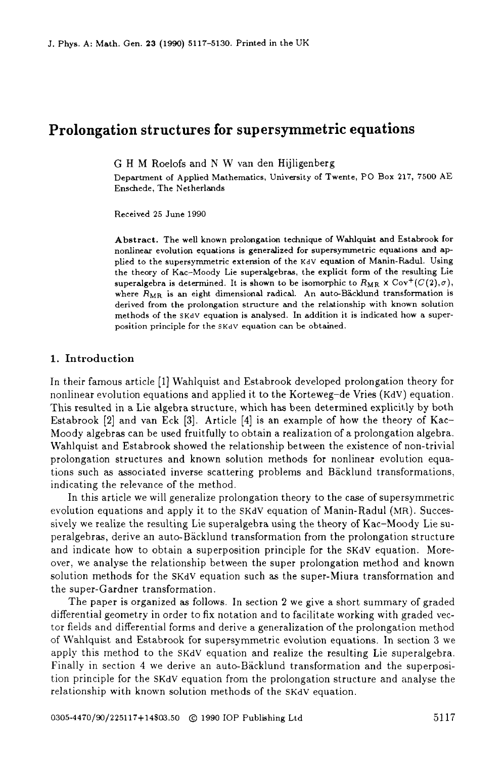# Prolongation structures for supersymmetric equations

G H M Roelofs and N W van den Hijligenberg

Department of Applied Mathematics, University of Twente, PO Box 217, 7500 AE Enschede, The Netherlands

Received 25 June 1990

**Abstract.** The well known prolongation technique of Wahlquist and Estabrook for nonlinear evolution equations is generalized for supersymmetric equations and applied to the supersymmetric extension of the KdV equation of Manin-Radul. Using the theory of Kac-Moody Lie superalgebras, the explicit form of the resulting Lie superalgebra is determined. It is shown to be isomorphic to $R_{\mathrm{MR}} \times \mathrm{Cov}^{+}(C(2), \sigma)$, where $R_{\mathrm{MR}}$ is an eight dimensional radical. An auto-Bäcklund transformation is derived from the prolongation structure and the relationship with known solution methods of the SKdV equation is analysed. In addition it is indicated how a superposition principle for the SKdV equation can be obtained.

## 1. Introduction

In their famous article [1] Wahlquist and Estabrook developed prolongation theory for nonlinear evolution equations and applied it to the Korteweg-de Vries (KdV) equation. This resulted in a Lie algebra structure, which has been determined explicitly by both Estabrook [2] and van Eck [3]. Article [4] is an example of how the theory of Kac-Moody algebras can be used fruitfully to obtain a realization of a prolongation algebra. Wahlquist and Estabrook showed the relationship between the existence of non-trivial prolongation structures and known solution methods for nonlinear evolution equations such as associated inverse scattering problems and Bäcklund transformations, indicating the relevance of the method.

In this article we will generalize prolongation theory to the case of supersymmetric evolution equations and apply it to the SKdV equation of Manin-Radul (MR). Successively we realize the resulting Lie superalgebra using the theory of Kac-Moody Lie superalgebras, derive an auto-Bäcklund transformation from the prolongation structure and indicate how to obtain a superposition principle for the SKdV equation. Moreover, we analyse the relationship between the super prolongation method and known solution methods for the SKdV equation such as the super-Miura transformation and the super-Gardner transformation.

The paper is organized as follows. In section 2 we give a short summary of graded differential geometry in order to fix notation and to facilitate working with graded vector fields and differential forms and derive a generalization of the prolongation method of Wahlquist and Estabrook for supersymmetric evolution equations. In section 3 we apply this method to the SKdV equation and realize the resulting Lie superalgebra. Finally in section 4 we derive an auto-Bäcklund transformation and the superposition principle for the SKdV equation from the prolongation structure and analyse the relationship with known solution methods of the SKdV equation.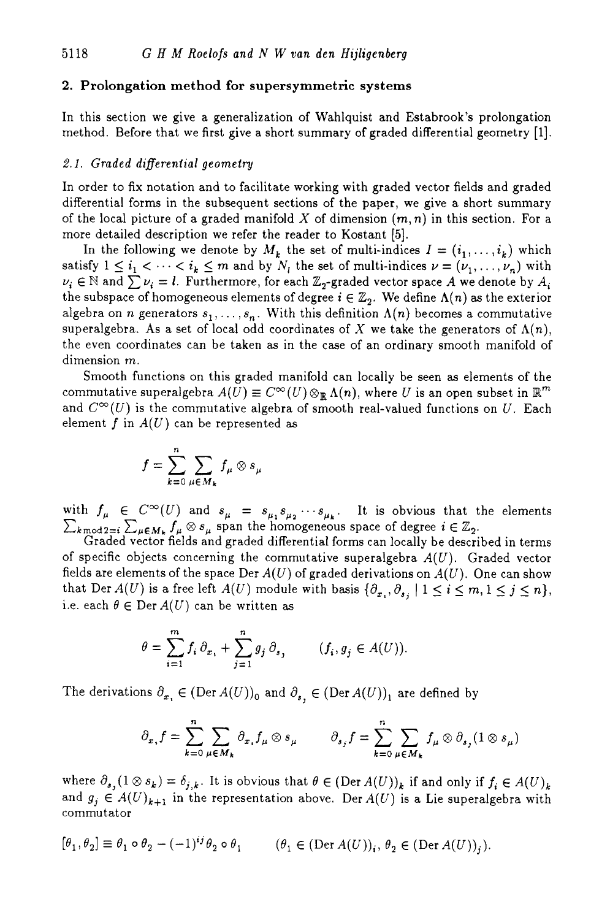## 2. Prolongation method for supersymmetric systems

In this section we give a generalization of Wahlquist and Estabrook's prolongation method. Before that we first give a short summary of graded differential geometry [1].

### 2.1. Graded differential geometry

In order to fix notation and to facilitate working with graded vector fields and graded differential forms in the subsequent sections of the paper, we give a short summary of the local picture of a graded manifold $X$ of dimension $(m, n)$ in this section. For a more detailed description we refer the reader to Kostant [5].

In the following we denote by $M_k$ the set of multi-indices $I = (i_1, \ldots, i_k)$ which satisfy $1 \leq i_1 < \cdots < i_k \leq m$ and by $N_l$ the set of multi-indices $\nu = (\nu_1, \ldots, \nu_n)$ with $\nu_i \in \mathbb{N}$ and $\sum \nu_i = l$. Furthermore, for each $\mathbb{Z}_2$-graded vector space $A$ we denote by $A_i$ the subspace of homogeneous elements of degree $i \in \mathbb{Z}_2$. We define $\Lambda(n)$ as the exterior algebra on $n$ generators $s_1, \ldots, s_n$. With this definition $\Lambda(n)$ becomes a commutative superalgebra. As a set of local odd coordinates of $X$ we take the generators of $\Lambda(n)$, the even coordinates can be taken as in the case of an ordinary smooth manifold of dimension $m$.

Smooth functions on this graded manifold can locally be seen as elements of the commutative superalgebra $A(U) \equiv C^\infty(U) \otimes_{\mathbb{R}} \Lambda(n)$, where $U$ is an open subset in $\mathbb{R}^m$ and $C^\infty(U)$ is the commutative algebra of smooth real-valued functions on $U$. Each element $f$ in $A(U)$ can be represented as

$$f = \sum_{k=0}^{n} \sum_{\mu \in M_k} f_\mu \otimes s_\mu$$

with $f_\mu \in C^\infty(U)$ and $s_\mu = s_{\mu_1} s_{\mu_2} \cdots s_{\mu_k}$. It is obvious that the elements $\sum_{k \bmod 2 = i} \sum_{\mu \in M_k} f_\mu \otimes s_\mu$ span the homogeneous space of degree $i \in \mathbb{Z}_2$.

Graded vector fields and graded differential forms can locally be described in terms of specific objects concerning the commutative superalgebra $A(U)$. Graded vector fields are elements of the space $\operatorname{Der} A(U)$ of graded derivations on $A(U)$. One can show that $\operatorname{Der} A(U)$ is a free left $A(U)$ module with basis $\{\partial_{x_i}, \partial_{s_j} \mid 1 \leq i \leq m, 1 \leq j \leq n\}$, i.e. each $\theta \in \operatorname{Der} A(U)$ can be written as

$$\theta = \sum_{i=1}^{m} f_i \, \partial_{x_i} + \sum_{j=1}^{n} g_j \, \partial_{s_j} \qquad (f_i, g_j \in A(U)).$$

The derivations $\partial_{x_i} \in (\operatorname{Der} A(U))_0$ and $\partial_{s_j} \in (\operatorname{Der} A(U))_1$ are defined by

$$\partial_{x_i} f = \sum_{k=0}^{n} \sum_{\mu \in M_k} \partial_{x_i} f_\mu \otimes s_\mu \qquad \partial_{s_j} f = \sum_{k=0}^{n} \sum_{\mu \in M_k} f_\mu \otimes \partial_{s_j} (1 \otimes s_\mu)$$

where $\partial_{s_j}(1 \otimes s_k) = \delta_{j,k}$. It is obvious that $\theta \in (\operatorname{Der} A(U))_k$ if and only if $f_i \in A(U)_k$ and $g_j \in A(U)_{k+1}$ in the representation above. $\operatorname{Der} A(U)$ is a Lie superalgebra with commutator

$$[\theta_1, \theta_2] \equiv \theta_1 \circ \theta_2 - (-1)^{ij} \theta_2 \circ \theta_1 \qquad (\theta_1 \in (\operatorname{Der} A(U))_i, \, \theta_2 \in (\operatorname{Der} A(U))_j).$$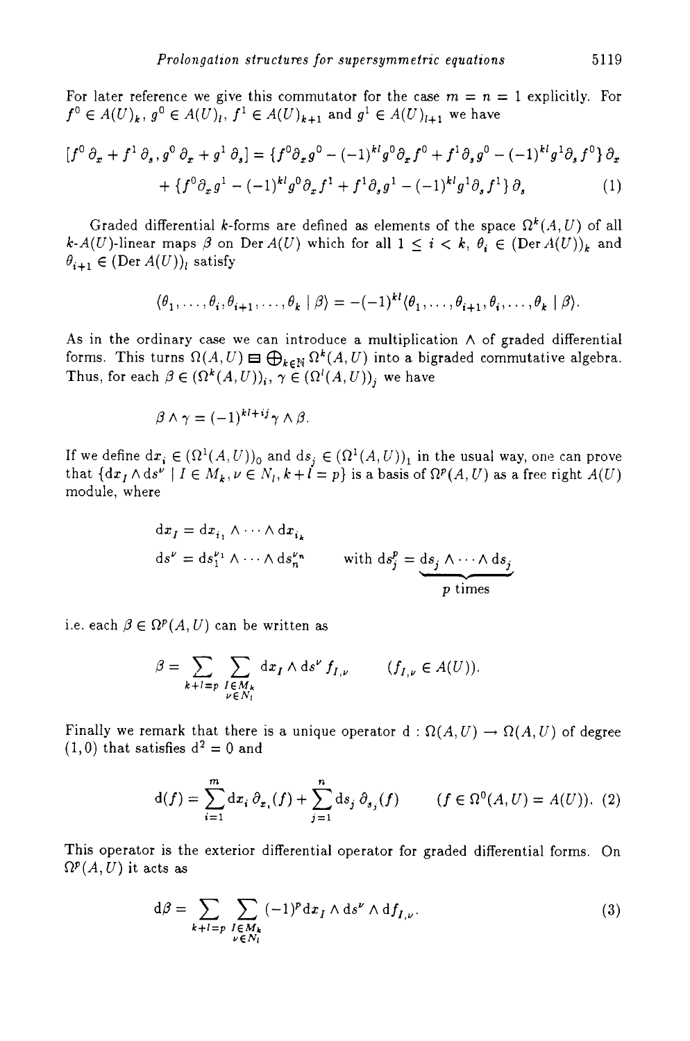For later reference we give this commutator for the case $m = n = 1$ explicitly. For $f^0 \in A(U)_k$, $g^0 \in A(U)_l$, $f^1 \in A(U)_{k+1}$ and $g^1 \in A(U)_{l+1}$ we have

$$[f^0\,\partial_x + f^1\,\partial_s, g^0\,\partial_x + g^1\,\partial_s] = \{f^0\partial_x g^0 - (-1)^{kl} g^0\partial_x f^0 + f^1\partial_s g^0 - (-1)^{kl} g^1\partial_s f^0\}\,\partial_x$$
$$+ \{f^0\partial_x g^1 - (-1)^{kl} g^0\partial_x f^1 + f^1\partial_s g^1 - (-1)^{kl} g^1\partial_s f^1\}\,\partial_s \tag{1}$$

Graded differential $k$-forms are defined as elements of the space $\Omega^k(A,U)$ of all $k$-$A(U)$-linear maps $\beta$ on $\operatorname{Der} A(U)$ which for all $1 \leq i < k$, $\theta_i \in (\operatorname{Der} A(U))_k$ and $\theta_{i+1} \in (\operatorname{Der} A(U))_l$ satisfy

$$\langle \theta_1, \ldots, \theta_i, \theta_{i+1}, \ldots, \theta_k \mid \beta \rangle = -(-1)^{kl} \langle \theta_1, \ldots, \theta_{i+1}, \theta_i, \ldots, \theta_k \mid \beta \rangle.$$

As in the ordinary case we can introduce a multiplication $\wedge$ of graded differential forms. This turns $\Omega(A,U) \boxminus \bigoplus_{k\in\mathbb{N}} \Omega^k(A,U)$ into a bigraded commutative algebra. Thus, for each $\beta \in (\Omega^k(A,U))_i$, $\gamma \in (\Omega^l(A,U))_j$ we have

$$\beta \wedge \gamma = (-1)^{kl+ij} \gamma \wedge \beta.$$

If we define $\mathrm{d}x_i \in (\Omega^1(A,U))_0$ and $\mathrm{d}s_j \in (\Omega^1(A,U))_1$ in the usual way, one can prove that $\{\mathrm{d}x_I \wedge \mathrm{d}s^\nu \mid I \in M_k, \nu \in N_l, k + l = p\}$ is a basis of $\Omega^p(A,U)$ as a free right $A(U)$ module, where

$$\mathrm{d}x_I = \mathrm{d}x_{i_1} \wedge \cdots \wedge \mathrm{d}x_{i_k}$$
$$\mathrm{d}s^\nu = \mathrm{d}s_1^{\nu_1} \wedge \cdots \wedge \mathrm{d}s_n^{\nu_n} \qquad \text{with } \mathrm{d}s_j^p = \underbrace{\mathrm{d}s_j \wedge \cdots \wedge \mathrm{d}s_j}_{p \text{ times}}$$

i.e. each $\beta \in \Omega^p(A,U)$ can be written as

$$\beta = \sum_{k+l=p} \sum_{\substack{I \in M_k \\ \nu \in N_l}} \mathrm{d}x_I \wedge \mathrm{d}s^\nu f_{I,\nu} \qquad (f_{I,\nu} \in A(U)).$$

Finally we remark that there is a unique operator $\mathrm{d} : \Omega(A,U) \to \Omega(A,U)$ of degree $(1,0)$ that satisfies $\mathrm{d}^2 = 0$ and

$$\mathrm{d}(f) = \sum_{i=1}^{m} \mathrm{d}x_i\,\partial_{x_i}(f) + \sum_{j=1}^{n} \mathrm{d}s_j\,\partial_{s_j}(f) \qquad (f \in \Omega^0(A,U) = A(U)). \tag{2}$$

This operator is the exterior differential operator for graded differential forms. On $\Omega^p(A,U)$ it acts as

$$\mathrm{d}\beta = \sum_{k+l=p} \sum_{\substack{I \in M_k \\ \nu \in N_l}} (-1)^p \mathrm{d}x_I \wedge \mathrm{d}s^\nu \wedge \mathrm{d}f_{I,\nu}. \tag{3}$$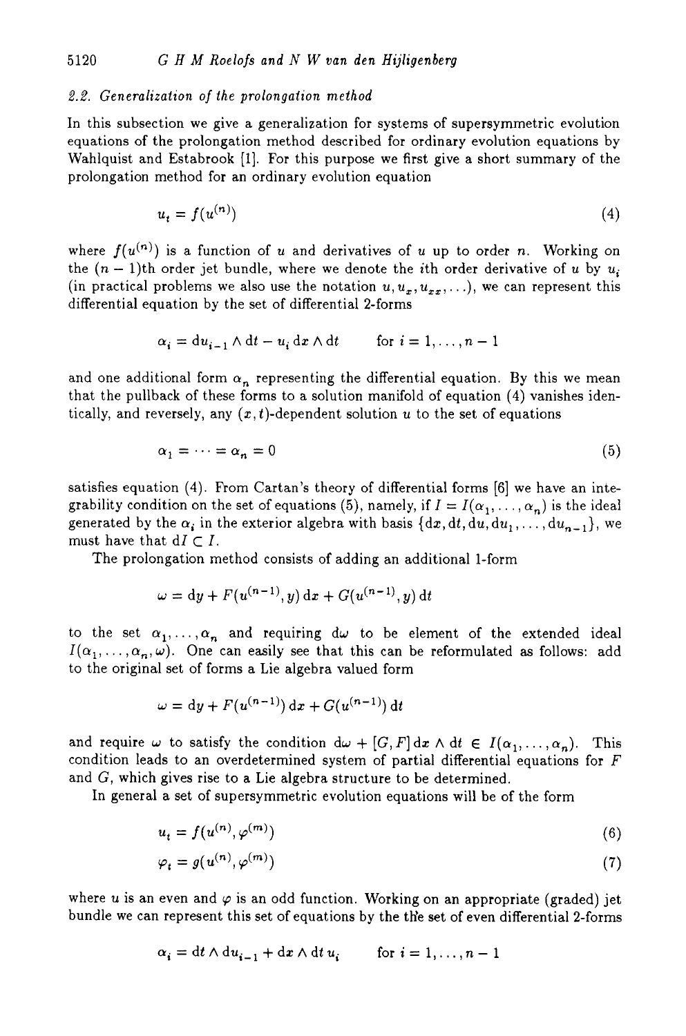### 2.2. Generalization of the prolongation method

In this subsection we give a generalization for systems of supersymmetric evolution equations of the prolongation method described for ordinary evolution equations by Wahlquist and Estabrook [1]. For this purpose we first give a short summary of the prolongation method for an ordinary evolution equation

$$u_t = f(u^{(n)}) \tag{4}$$

where $f(u^{(n)})$ is a function of $u$ and derivatives of $u$ up to order $n$. Working on the $(n-1)$th order jet bundle, where we denote the $i$th order derivative of $u$ by $u_i$ (in practical problems we also use the notation $u, u_x, u_{xx}, \ldots$), we can represent this differential equation by the set of differential 2-forms

$$\alpha_i = \mathrm{d}u_{i-1} \wedge \mathrm{d}t - u_i \, \mathrm{d}x \wedge \mathrm{d}t \qquad \text{for } i = 1, \ldots, n-1$$

and one additional form $\alpha_n$ representing the differential equation. By this we mean that the pullback of these forms to a solution manifold of equation (4) vanishes identically, and reversely, any $(x,t)$-dependent solution $u$ to the set of equations

$$\alpha_1 = \cdots = \alpha_n = 0 \tag{5}$$

satisfies equation (4). From Cartan's theory of differential forms [6] we have an integrability condition on the set of equations (5), namely, if $I = I(\alpha_1, \ldots, \alpha_n)$ is the ideal generated by the $\alpha_i$ in the exterior algebra with basis $\{\mathrm{d}x, \mathrm{d}t, \mathrm{d}u, \mathrm{d}u_1, \ldots, \mathrm{d}u_{n-1}\}$, we must have that $\mathrm{d}I \subset I$.

The prolongation method consists of adding an additional 1-form

$$\omega = \mathrm{d}y + F(u^{(n-1)}, y) \, \mathrm{d}x + G(u^{(n-1)}, y) \, \mathrm{d}t$$

to the set $\alpha_1, \ldots, \alpha_n$ and requiring $\mathrm{d}\omega$ to be element of the extended ideal $I(\alpha_1, \ldots, \alpha_n, \omega)$. One can easily see that this can be reformulated as follows: add to the original set of forms a Lie algebra valued form

$$\omega = \mathrm{d}y + F(u^{(n-1)}) \, \mathrm{d}x + G(u^{(n-1)}) \, \mathrm{d}t$$

and require $\omega$ to satisfy the condition $\mathrm{d}\omega + [G, F] \, \mathrm{d}x \wedge \mathrm{d}t \in I(\alpha_1, \ldots, \alpha_n)$. This condition leads to an overdetermined system of partial differential equations for $F$ and $G$, which gives rise to a Lie algebra structure to be determined.

In general a set of supersymmetric evolution equations will be of the form

$$u_t = f(u^{(n)}, \varphi^{(m)}) \tag{6}$$

$$\varphi_t = g(u^{(n)}, \varphi^{(m)}) \tag{7}$$

where $u$ is an even and $\varphi$ is an odd function. Working on an appropriate (graded) jet bundle we can represent this set of equations by the the set of even differential 2-forms

$$\alpha_i = \mathrm{d}t \wedge \mathrm{d}u_{i-1} + \mathrm{d}x \wedge \mathrm{d}t \, u_i \qquad \text{for } i = 1, \ldots, n-1$$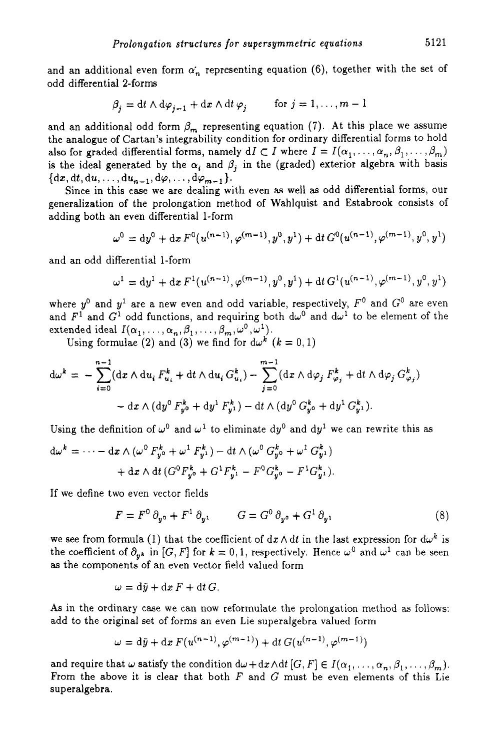and an additional even form $\alpha'_n$ representing equation (6), together with the set of odd differential 2-forms

$$\beta_j = \mathrm{d}t \wedge \mathrm{d}\varphi_{j-1} + \mathrm{d}x \wedge \mathrm{d}t\,\varphi_j \qquad \text{for } j = 1, \ldots, m-1$$

and an additional odd form $\beta_m$ representing equation (7). At this place we assume the analogue of Cartan's integrability condition for ordinary differential forms to hold also for graded differential forms, namely $\mathrm{d}I \subset I$ where $I = I(\alpha_1, \ldots, \alpha_n, \beta_1, \ldots, \beta_m)$ is the ideal generated by the $\alpha_i$ and $\beta_j$ in the (graded) exterior algebra with basis $\{\mathrm{d}x, \mathrm{d}t, \mathrm{d}u, \ldots, \mathrm{d}u_{n-1}, \mathrm{d}\varphi, \ldots, \mathrm{d}\varphi_{m-1}\}$.

Since in this case we are dealing with even as well as odd differential forms, our generalization of the prolongation method of Wahlquist and Estabrook consists of adding both an even differential 1-form

$$\omega^0 = \mathrm{d}y^0 + \mathrm{d}x\, F^0(u^{(n-1)}, \varphi^{(m-1)}, y^0, y^1) + \mathrm{d}t\, G^0(u^{(n-1)}, \varphi^{(m-1)}, y^0, y^1)$$

and an odd differential 1-form

$$\omega^1 = \mathrm{d}y^1 + \mathrm{d}x\, F^1(u^{(n-1)}, \varphi^{(m-1)}, y^0, y^1) + \mathrm{d}t\, G^1(u^{(n-1)}, \varphi^{(m-1)}, y^0, y^1)$$

where $y^0$ and $y^1$ are a new even and odd variable, respectively, $F^0$ and $G^0$ are even and $F^1$ and $G^1$ odd functions, and requiring both $\mathrm{d}\omega^0$ and $\mathrm{d}\omega^1$ to be element of the extended ideal $I(\alpha_1, \ldots, \alpha_n, \beta_1, \ldots, \beta_m, \omega^0, \omega^1)$.

Using formulae (2) and (3) we find for $\mathrm{d}\omega^k$ $(k = 0, 1)$

$$\begin{aligned}
\mathrm{d}\omega^k = &-\sum_{i=0}^{n-1}(\mathrm{d}x \wedge \mathrm{d}u_i\, F^k_{u_i} + \mathrm{d}t \wedge \mathrm{d}u_i\, G^k_{u_i}) - \sum_{j=0}^{m-1}(\mathrm{d}x \wedge \mathrm{d}\varphi_j\, F^k_{\varphi_j} + \mathrm{d}t \wedge \mathrm{d}\varphi_j\, G^k_{\varphi_j}) \\
&- \mathrm{d}x \wedge (\mathrm{d}y^0\, F^k_{y^0} + \mathrm{d}y^1\, F^k_{y^1}) - \mathrm{d}t \wedge (\mathrm{d}y^0\, G^k_{y^0} + \mathrm{d}y^1\, G^k_{y^1}).
\end{aligned}$$

Using the definition of $\omega^0$ and $\omega^1$ to eliminate $\mathrm{d}y^0$ and $\mathrm{d}y^1$ we can rewrite this as

$$\begin{aligned}
\mathrm{d}\omega^k = \cdots &- \mathrm{d}x \wedge (\omega^0\, F^k_{y^0} + \omega^1\, F^k_{y^1}) - \mathrm{d}t \wedge (\omega^0\, G^k_{y^0} + \omega^1\, G^k_{y^1}) \\
&+ \mathrm{d}x \wedge \mathrm{d}t\, (G^0 F^k_{y^0} + G^1 F^k_{y^1} - F^0 G^k_{y^0} - F^1 G^k_{y^1}).
\end{aligned}$$

If we define two even vector fields

$$F = F^0\, \partial_{y^0} + F^1\, \partial_{y^1} \qquad G = G^0\, \partial_{y^0} + G^1\, \partial_{y^1} \tag{8}$$

we see from formula (1) that the coefficient of $\mathrm{d}x \wedge \mathrm{d}t$ in the last expression for $\mathrm{d}\omega^k$ is the coefficient of $\partial_{y^k}$ in $[G, F]$ for $k = 0, 1$, respectively. Hence $\omega^0$ and $\omega^1$ can be seen as the components of an even vector field valued form

$$\omega = \mathrm{d}\bar{y} + \mathrm{d}x\, F + \mathrm{d}t\, G.$$

As in the ordinary case we can now reformulate the prolongation method as follows: add to the original set of forms an even Lie superalgebra valued form

$$\omega = \mathrm{d}\bar{y} + \mathrm{d}x\, F(u^{(n-1)}, \varphi^{(m-1)}) + \mathrm{d}t\, G(u^{(n-1)}, \varphi^{(m-1)})$$

and require that $\omega$ satisfy the condition $\mathrm{d}\omega + \mathrm{d}x \wedge \mathrm{d}t\, [G, F] \in I(\alpha_1, \ldots, \alpha_n, \beta_1, \ldots, \beta_m)$. From the above it is clear that both $F$ and $G$ must be even elements of this Lie superalgebra.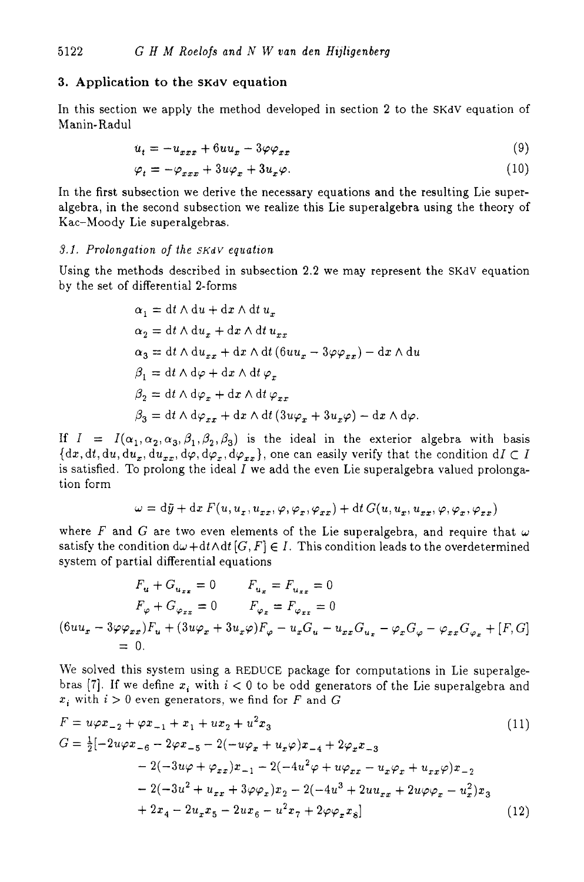## 3. Application to the SKdV equation

In this section we apply the method developed in section 2 to the SKdV equation of Manin-Radul

$$u_t = -u_{xxx} + 6uu_x - 3\varphi\varphi_{xx} \tag{9}$$

$$\varphi_t = -\varphi_{xxx} + 3u\varphi_x + 3u_x\varphi. \tag{10}$$

In the first subsection we derive the necessary equations and the resulting Lie superalgebra, in the second subsection we realize this Lie superalgebra using the theory of Kac–Moody Lie superalgebras.

### *3.1. Prolongation of the SKdV equation*

Using the methods described in subsection 2.2 we may represent the SKdV equation by the set of differential 2-forms

$$\alpha_1 = \mathrm{d}t \wedge \mathrm{d}u + \mathrm{d}x \wedge \mathrm{d}t\, u_x$$

$$\alpha_2 = \mathrm{d}t \wedge \mathrm{d}u_x + \mathrm{d}x \wedge \mathrm{d}t\, u_{xx}$$

$$\alpha_3 = \mathrm{d}t \wedge \mathrm{d}u_{xx} + \mathrm{d}x \wedge \mathrm{d}t\,(6uu_x - 3\varphi\varphi_{xx}) - \mathrm{d}x \wedge \mathrm{d}u$$

$$\beta_1 = \mathrm{d}t \wedge \mathrm{d}\varphi + \mathrm{d}x \wedge \mathrm{d}t\, \varphi_x$$

$$\beta_2 = \mathrm{d}t \wedge \mathrm{d}\varphi_x + \mathrm{d}x \wedge \mathrm{d}t\, \varphi_{xx}$$

$$\beta_3 = \mathrm{d}t \wedge \mathrm{d}\varphi_{xx} + \mathrm{d}x \wedge \mathrm{d}t\,(3u\varphi_x + 3u_x\varphi) - \mathrm{d}x \wedge \mathrm{d}\varphi.$$

If $I = I(\alpha_1, \alpha_2, \alpha_3, \beta_1, \beta_2, \beta_3)$ is the ideal in the exterior algebra with basis $\{\mathrm{d}x, \mathrm{d}t, \mathrm{d}u, \mathrm{d}u_x, \mathrm{d}u_{xx}, \mathrm{d}\varphi, \mathrm{d}\varphi_x, \mathrm{d}\varphi_{xx}\}$, one can easily verify that the condition $\mathrm{d}I \subset I$ is satisfied. To prolong the ideal $I$ we add the even Lie superalgebra valued prolongation form

$$\omega = \mathrm{d}\tilde{y} + \mathrm{d}x\, F(u, u_x, u_{xx}, \varphi, \varphi_x, \varphi_{xx}) + \mathrm{d}t\, G(u, u_x, u_{xx}, \varphi, \varphi_x, \varphi_{xx})$$

where $F$ and $G$ are two even elements of the Lie superalgebra, and require that $\omega$ satisfy the condition $\mathrm{d}\omega + \mathrm{d}t \wedge \mathrm{d}t\,[G, F] \in I$. This condition leads to the overdetermined system of partial differential equations

$$F_u + G_{u_{xx}} = 0 \qquad F_{u_x} = F_{u_{xx}} = 0$$

$$F_\varphi + G_{\varphi_{xx}} = 0 \qquad F_{\varphi_x} = F_{\varphi_{xx}} = 0$$

$$(6uu_x - 3\varphi\varphi_{xx})F_u + (3u\varphi_x + 3u_x\varphi)F_\varphi - u_xG_u - u_{xx}G_{u_x} - \varphi_xG_\varphi - \varphi_{xx}G_{\varphi_x} + [F, G] = 0.$$

We solved this system using a REDUCE package for computations in Lie superalgebras [7]. If we define $x_i$ with $i < 0$ to be odd generators of the Lie superalgebra and $x_i$ with $i > 0$ even generators, we find for $F$ and $G$

$$F = u\varphi x_{-2} + \varphi x_{-1} + x_1 + ux_2 + u^2x_3 \tag{11}$$

$$\begin{aligned} G = \tfrac{1}{2}[&-2u\varphi x_{-6} - 2\varphi x_{-5} - 2(-u\varphi_x + u_x\varphi)x_{-4} + 2\varphi_x x_{-3} \\ &- 2(-3u\varphi + \varphi_{xx})x_{-1} - 2(-4u^2\varphi + u\varphi_{xx} - u_x\varphi_x + u_{xx}\varphi)x_{-2} \\ &- 2(-3u^2 + u_{xx} + 3\varphi\varphi_x)x_2 - 2(-4u^3 + 2uu_{xx} + 2u\varphi\varphi_x - u_x^2)x_3 \\ &+ 2x_4 - 2u_xx_5 - 2ux_6 - u^2x_7 + 2\varphi\varphi_x x_8] \end{aligned} \tag{12}$$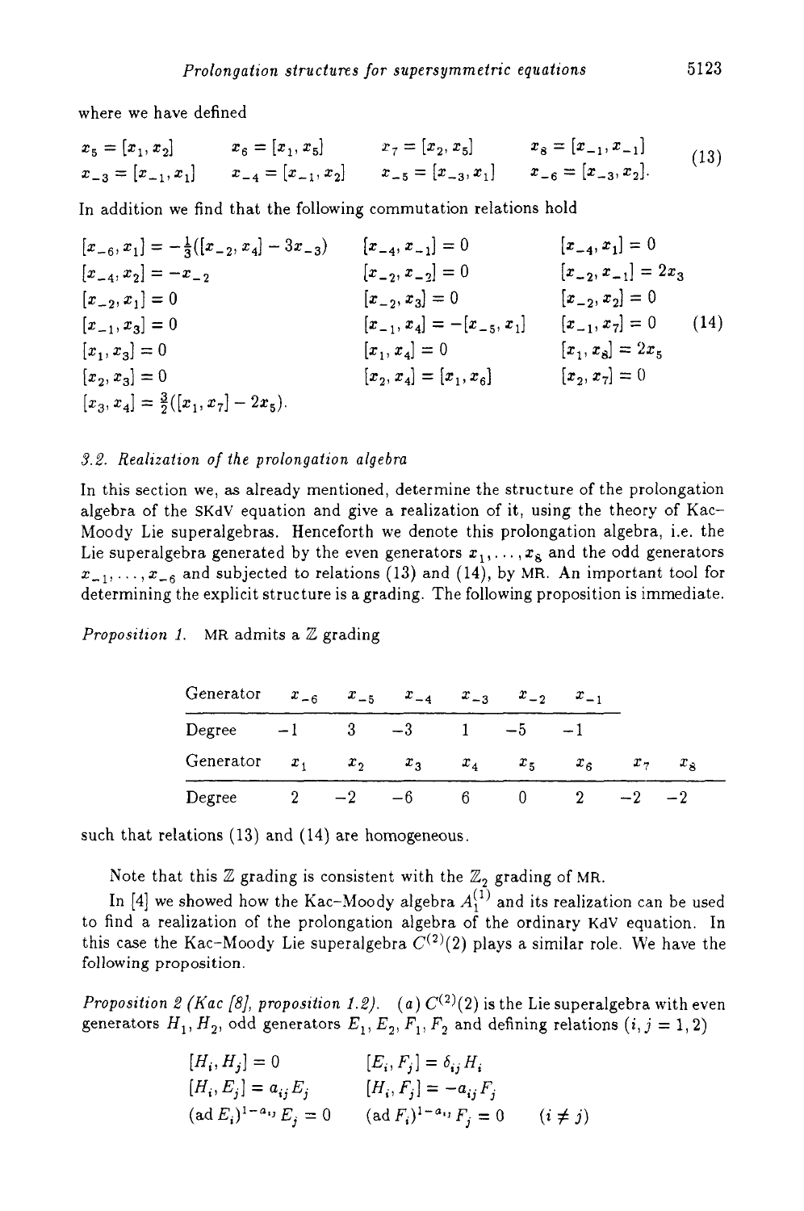where we have defined

$$
\begin{array}{llll}
x_5 = [x_1, x_2] & x_6 = [x_1, x_5] & x_7 = [x_2, x_5] & x_8 = [x_{-1}, x_{-1}] \\
x_{-3} = [x_{-1}, x_1] & x_{-4} = [x_{-1}, x_2] & x_{-5} = [x_{-3}, x_1] & x_{-6} = [x_{-3}, x_2].
\end{array} \tag{13}
$$

In addition we find that the following commutation relations hold

$$
\begin{array}{lll}
[x_{-6}, x_1] = -\frac{1}{3}([x_{-2}, x_4] - 3x_{-3}) & [x_{-4}, x_{-1}] = 0 & [x_{-4}, x_1] = 0 \\
[x_{-4}, x_2] = -x_{-2} & [x_{-2}, x_{-2}] = 0 & [x_{-2}, x_{-1}] = 2x_3 \\
[x_{-2}, x_1] = 0 & [x_{-2}, x_3] = 0 & [x_{-2}, x_2] = 0 \\
[x_{-1}, x_3] = 0 & [x_{-1}, x_4] = -[x_{-5}, x_1] & [x_{-1}, x_7] = 0 \\
[x_1, x_3] = 0 & [x_1, x_4] = 0 & [x_1, x_8] = 2x_5 \\
[x_2, x_3] = 0 & [x_2, x_4] = [x_1, x_6] & [x_2, x_7] = 0 \\
[x_3, x_4] = \frac{3}{2}([x_1, x_7] - 2x_5). & &
\end{array} \tag{14}
$$

### 3.2. Realization of the prolongation algebra

In this section we, as already mentioned, determine the structure of the prolongation algebra of the SKdV equation and give a realization of it, using the theory of Kac–Moody Lie superalgebras. Henceforth we denote this prolongation algebra, i.e. the Lie superalgebra generated by the even generators $x_1, \ldots, x_8$ and the odd generators $x_{-1}, \ldots, x_{-6}$ and subjected to relations (13) and (14), by MR. An important tool for determining the explicit structure is a grading. The following proposition is immediate.

*Proposition 1.* MR admits a $\mathbb{Z}$ grading

| Generator | $x_{-6}$ | $x_{-5}$ | $x_{-4}$ | $x_{-3}$ | $x_{-2}$ | $x_{-1}$ | | |
|---|---|---|---|---|---|---|---|---|
| Degree | $-1$ | 3 | $-3$ | 1 | $-5$ | $-1$ | | |
| Generator | $x_1$ | $x_2$ | $x_3$ | $x_4$ | $x_5$ | $x_6$ | $x_7$ | $x_8$ |
| Degree | 2 | $-2$ | $-6$ | 6 | 0 | 2 | $-2$ | $-2$ |

such that relations (13) and (14) are homogeneous.

Note that this $\mathbb{Z}$ grading is consistent with the $\mathbb{Z}_2$ grading of MR.

In [4] we showed how the Kac–Moody algebra $A_1^{(1)}$ and its realization can be used to find a realization of the prolongation algebra of the ordinary KdV equation. In this case the Kac–Moody Lie superalgebra $C^{(2)}(2)$ plays a similar role. We have the following proposition.

*Proposition 2 (Kac [8], proposition 1.2).* (*a*) $C^{(2)}(2)$ is the Lie superalgebra with even generators $H_1, H_2$, odd generators $E_1, E_2, F_1, F_2$ and defining relations $(i, j = 1, 2)$

$$
\begin{array}{lll}
[H_i, H_j] = 0 & [E_i, F_j] = \delta_{ij} H_i & \\
[H_i, E_j] = a_{ij} E_j & [H_i, F_j] = -a_{ij} F_j & \\
(\operatorname{ad} E_i)^{1-a_{ij}} E_j = 0 & (\operatorname{ad} F_i)^{1-a_{ij}} F_j = 0 & (i \neq j)
\end{array}
$$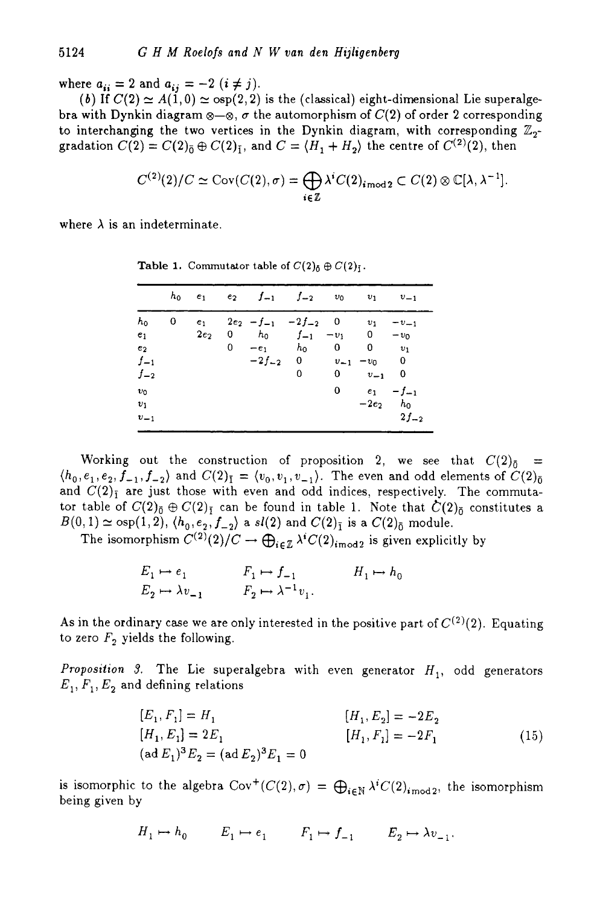where $a_{ii} = 2$ and $a_{ij} = -2$ $(i \neq j)$.

(*b*) If $C(2) \simeq A(1,0) \simeq \mathrm{osp}(2,2)$ is the (classical) eight-dimensional Lie superalgebra with Dynkin diagram ⊗—⊗, $\sigma$ the automorphism of $C(2)$ of order 2 corresponding to interchanging the two vertices in the Dynkin diagram, with corresponding $\mathbb{Z}_2$-gradation $C(2) = C(2)_{\bar{0}} \oplus C(2)_{\bar{1}}$, and $C = \langle H_1 + H_2 \rangle$ the centre of $C^{(2)}(2)$, then

$$C^{(2)}(2)/C \simeq \mathrm{Cov}(C(2),\sigma) = \bigoplus_{i\in\mathbb{Z}} \lambda^i C(2)_{i \bmod 2} \subset C(2) \otimes \mathbb{C}[\lambda, \lambda^{-1}].$$

where $\lambda$ is an indeterminate.

**Table 1.** Commutator table of $C(2)_{\bar{0}} \oplus C(2)_{\bar{1}}$.

| | $h_0$ | $e_1$ | $e_2$ | $f_{-1}$ | $f_{-2}$ | $v_0$ | $v_1$ | $v_{-1}$ |
|---|---|---|---|---|---|---|---|---|
| $h_0$ | 0 | $e_1$ | $2e_2$ | $-f_{-1}$ | $-2f_{-2}$ | 0 | $v_1$ | $-v_{-1}$ |
| $e_1$ | | $2e_2$ | 0 | $h_0$ | $f_{-1}$ | $-v_1$ | 0 | $-v_0$ |
| $e_2$ | | | 0 | $-e_1$ | $h_0$ | 0 | 0 | $v_1$ |
| $f_{-1}$ | | | | $-2f_{-2}$ | 0 | $v_{-1}$ | $-v_0$ | 0 |
| $f_{-2}$ | | | | | 0 | 0 | $v_{-1}$ | 0 |
| $v_0$ | | | | | | 0 | $e_1$ | $-f_{-1}$ |
| $v_1$ | | | | | | | $-2e_2$ | $h_0$ |
| $v_{-1}$ | | | | | | | | $2f_{-2}$ |

Working out the construction of proposition 2, we see that $C(2)_{\bar{0}} = \langle h_0, e_1, e_2, f_{-1}, f_{-2} \rangle$ and $C(2)_{\bar{1}} = \langle v_0, v_1, v_{-1} \rangle$. The even and odd elements of $C(2)_{\bar{0}}$ and $C(2)_{\bar{1}}$ are just those with even and odd indices, respectively. The commutator table of $C(2)_{\bar{0}} \oplus C(2)_{\bar{1}}$ can be found in table 1. Note that $C(2)_{\bar{0}}$ constitutes a $B(0,1) \simeq \mathrm{osp}(1,2)$, $\langle h_0, e_2, f_{-2} \rangle$ a $sl(2)$ and $C(2)_{\bar{1}}$ is a $C(2)_{\bar{0}}$ module.

The isomorphism $C^{(2)}(2)/C \to \bigoplus_{i\in\mathbb{Z}} \lambda^i C(2)_{i \bmod 2}$ is given explicitly by

$$E_1 \mapsto e_1 \qquad F_1 \mapsto f_{-1} \qquad H_1 \mapsto h_0$$
$$E_2 \mapsto \lambda v_{-1} \qquad F_2 \mapsto \lambda^{-1} v_1.$$

As in the ordinary case we are only interested in the positive part of $C^{(2)}(2)$. Equating to zero $F_2$ yields the following.

*Proposition 3.* The Lie superalgebra with even generator $H_1$, odd generators $E_1, F_1, E_2$ and defining relations

$$\begin{aligned} &[E_1, F_1] = H_1 && [H_1, E_2] = -2E_2 \\ &[H_1, E_1] = 2E_1 && [H_1, F_1] = -2F_1 \\ &(\mathrm{ad}\, E_1)^3 E_2 = (\mathrm{ad}\, E_2)^3 E_1 = 0 && \end{aligned} \tag{15}$$

is isomorphic to the algebra $\mathrm{Cov}^+(C(2),\sigma) = \bigoplus_{i\in\mathbb{N}} \lambda^i C(2)_{i \bmod 2}$, the isomorphism being given by

$$H_1 \mapsto h_0 \qquad E_1 \mapsto e_1 \qquad F_1 \mapsto f_{-1} \qquad E_2 \mapsto \lambda v_{-1}.$$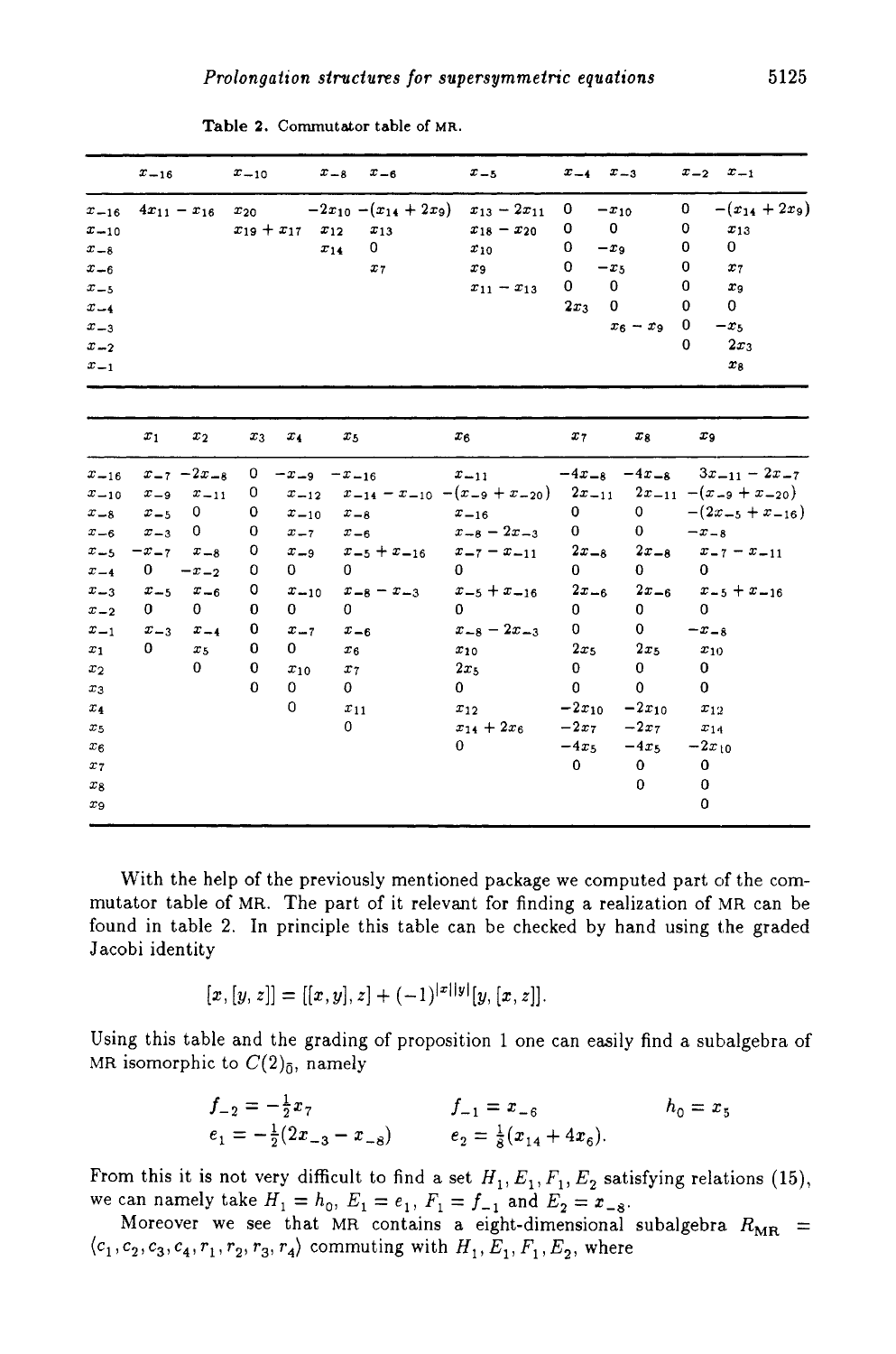**Table 2.** Commutator table of MR.

| | $x_{-16}$ | $x_{-10}$ | $x_{-8}$ | $x_{-6}$ | $x_{-5}$ | $x_{-4}$ | $x_{-3}$ | $x_{-2}$ | $x_{-1}$ |
|---|---|---|---|---|---|---|---|---|---|
| $x_{-16}$ | $4x_{11}-x_{16}$ | $x_{20}$ | $-2x_{10}$ | $-(x_{14}+2x_9)$ | $x_{13}-2x_{11}$ | 0 | $-x_{10}$ | 0 | $-(x_{14}+2x_9)$ |
| $x_{-10}$ | | $x_{19}+x_{17}$ | $x_{12}$ | $x_{13}$ | $x_{18}-x_{20}$ | 0 | 0 | 0 | $x_{13}$ |
| $x_{-8}$ | | | $x_{14}$ | 0 | $x_{10}$ | 0 | $-x_9$ | 0 | 0 |
| $x_{-6}$ | | | | $x_7$ | $x_9$ | 0 | $-x_5$ | 0 | $x_7$ |
| $x_{-5}$ | | | | | $x_{11}-x_{13}$ | 0 | 0 | 0 | $x_9$ |
| $x_{-4}$ | | | | | | $2x_3$ | 0 | 0 | 0 |
| $x_{-3}$ | | | | | | | $x_6-x_9$ | 0 | $-x_5$ |
| $x_{-2}$ | | | | | | | | 0 | $2x_3$ |
| $x_{-1}$ | | | | | | | | | $x_8$ |

| | $x_1$ | $x_2$ | $x_3$ | $x_4$ | $x_5$ | $x_6$ | $x_7$ | $x_8$ | $x_9$ |
|---|---|---|---|---|---|---|---|---|---|
| $x_{-16}$ | $x_{-7}$ | $-2x_{-8}$ | 0 | $-x_{-9}$ | $-x_{-16}$ | $x_{-11}$ | $-4x_{-8}$ | $-4x_{-8}$ | $3x_{-11}-2x_{-7}$ |
| $x_{-10}$ | $x_{-9}$ | $x_{-11}$ | 0 | $x_{-12}$ | $x_{-14}-x_{-10}$ | $-(x_{-9}+x_{-20})$ | $2x_{-11}$ | $2x_{-11}$ | $-(x_{-9}+x_{-20})$ |
| $x_{-8}$ | $x_{-5}$ | 0 | 0 | $x_{-10}$ | $x_{-8}$ | $x_{-16}$ | 0 | 0 | $-(2x_{-5}+x_{-16})$ |
| $x_{-6}$ | $x_{-3}$ | 0 | 0 | $x_{-7}$ | $x_{-6}$ | $x_{-8}-2x_{-3}$ | 0 | 0 | $-x_{-8}$ |
| $x_{-5}$ | $-x_{-7}$ | $x_{-8}$ | 0 | $x_{-9}$ | $x_{-5}+x_{-16}$ | $x_{-7}-x_{-11}$ | $2x_{-8}$ | $2x_{-8}$ | $x_{-7}-x_{-11}$ |
| $x_{-4}$ | 0 | $-x_{-2}$ | 0 | 0 | 0 | 0 | 0 | 0 | 0 |
| $x_{-3}$ | $x_{-5}$ | $x_{-6}$ | 0 | $x_{-10}$ | $x_{-8}-x_{-3}$ | $x_{-5}+x_{-16}$ | $2x_{-6}$ | $2x_{-6}$ | $x_{-5}+x_{-16}$ |
| $x_{-2}$ | 0 | 0 | 0 | 0 | 0 | 0 | 0 | 0 | 0 |
| $x_{-1}$ | $x_{-3}$ | $x_{-4}$ | 0 | $x_{-7}$ | $x_{-6}$ | $x_{-8}-2x_{-3}$ | 0 | 0 | $-x_{-8}$ |
| $x_1$ | 0 | $x_5$ | 0 | 0 | $x_6$ | $x_{10}$ | $2x_5$ | $2x_5$ | $x_{10}$ |
| $x_2$ | | 0 | 0 | $x_{10}$ | $x_7$ | $2x_5$ | 0 | 0 | 0 |
| $x_3$ | | | 0 | 0 | 0 | 0 | 0 | 0 | 0 |
| $x_4$ | | | | 0 | $x_{11}$ | $x_{12}$ | $-2x_{10}$ | $-2x_{10}$ | $x_{12}$ |
| $x_5$ | | | | | 0 | $x_{14}+2x_6$ | $-2x_7$ | $-2x_7$ | $x_{14}$ |
| $x_6$ | | | | | | 0 | $-4x_5$ | $-4x_5$ | $-2x_{10}$ |
| $x_7$ | | | | | | | 0 | 0 | 0 |
| $x_8$ | | | | | | | | 0 | 0 |
| $x_9$ | | | | | | | | | 0 |

With the help of the previously mentioned package we computed part of the commutator table of MR. The part of it relevant for finding a realization of MR can be found in table 2. In principle this table can be checked by hand using the graded Jacobi identity

$$[x,[y,z]] = [[x,y],z] + (-1)^{|x||y|}[y,[x,z]].$$

Using this table and the grading of proposition 1 one can easily find a subalgebra of MR isomorphic to $C(2)_{\bar{0}}$, namely

$$f_{-2} = -\tfrac{1}{2}x_7 \qquad f_{-1} = x_{-6} \qquad h_0 = x_5$$
$$e_1 = -\tfrac{1}{2}(2x_{-3} - x_{-8}) \qquad e_2 = \tfrac{1}{8}(x_{14} + 4x_6).$$

From this it is not very difficult to find a set $H_1, E_1, F_1, E_2$ satisfying relations (15), we can namely take $H_1 = h_0$, $E_1 = e_1$, $F_1 = f_{-1}$ and $E_2 = x_{-8}$.

Moreover we see that MR contains a eight-dimensional subalgebra $R_{\rm MR} = \langle c_1, c_2, c_3, c_4, r_1, r_2, r_3, r_4 \rangle$ commuting with $H_1, E_1, F_1, E_2$, where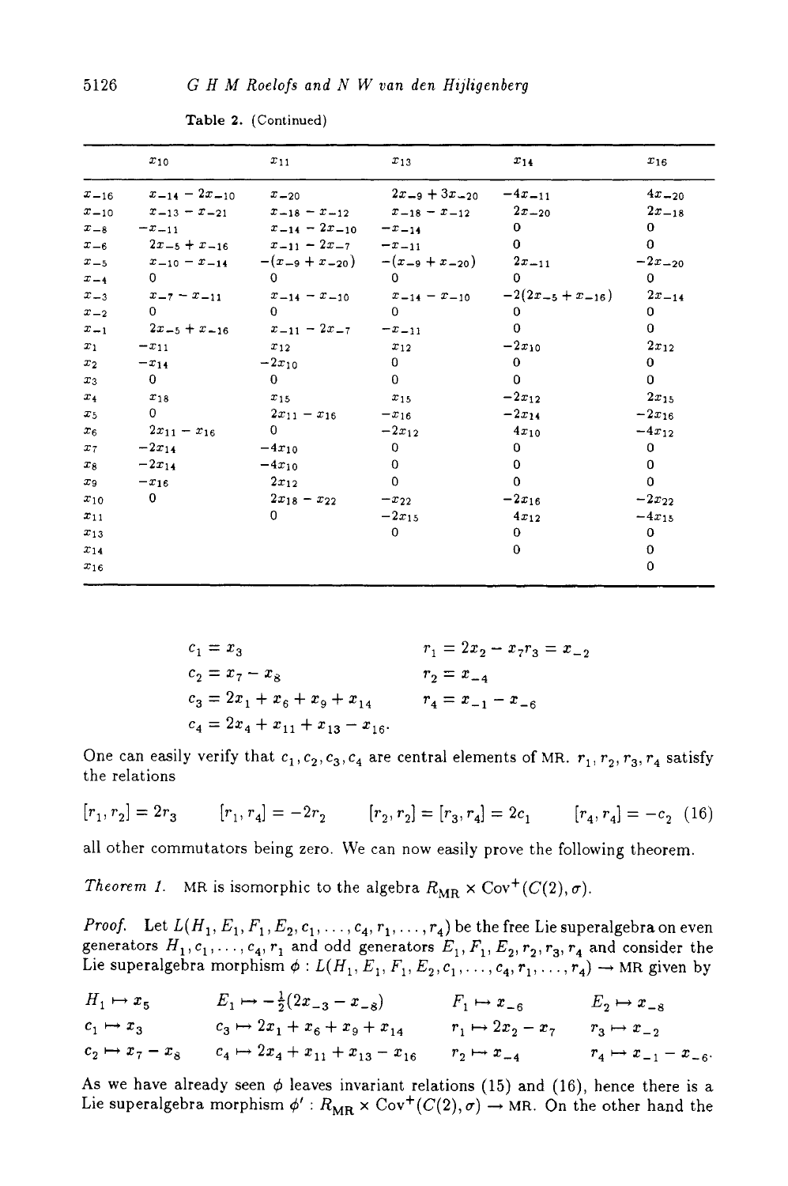Table 2. (Continued)

| | $x_{10}$ | $x_{11}$ | $x_{13}$ | $x_{14}$ | $x_{16}$ |
|---|---|---|---|---|---|
| $x_{-16}$ | $x_{-14}-2x_{-10}$ | $x_{-20}$ | $2x_{-9}+3x_{-20}$ | $-4x_{-11}$ | $4x_{-20}$ |
| $x_{-10}$ | $x_{-13}-x_{-21}$ | $x_{-18}-x_{-12}$ | $x_{-18}-x_{-12}$ | $2x_{-20}$ | $2x_{-18}$ |
| $x_{-8}$ | $-x_{-11}$ | $x_{-14}-2x_{-10}$ | $-x_{-14}$ | 0 | 0 |
| $x_{-6}$ | $2x_{-5}+x_{-16}$ | $x_{-11}-2x_{-7}$ | $-x_{-11}$ | 0 | 0 |
| $x_{-5}$ | $x_{-10}-x_{-14}$ | $-(x_{-9}+x_{-20})$ | $-(x_{-9}+x_{-20})$ | $2x_{-11}$ | $-2x_{-20}$ |
| $x_{-4}$ | 0 | 0 | 0 | 0 | 0 |
| $x_{-3}$ | $x_{-7}-x_{-11}$ | $x_{-14}-x_{-10}$ | $x_{-14}-x_{-10}$ | $-2(2x_{-5}+x_{-16})$ | $2x_{-14}$ |
| $x_{-2}$ | 0 | 0 | 0 | 0 | 0 |
| $x_{-1}$ | $2x_{-5}+x_{-16}$ | $x_{-11}-2x_{-7}$ | $-x_{-11}$ | 0 | 0 |
| $x_1$ | $-x_{11}$ | $x_{12}$ | $x_{12}$ | $-2x_{10}$ | $2x_{12}$ |
| $x_2$ | $-x_{14}$ | $-2x_{10}$ | 0 | 0 | 0 |
| $x_3$ | 0 | 0 | 0 | 0 | 0 |
| $x_4$ | $x_{18}$ | $x_{15}$ | $x_{15}$ | $-2x_{12}$ | $2x_{15}$ |
| $x_5$ | 0 | $2x_{11}-x_{16}$ | $-x_{16}$ | $-2x_{14}$ | $-2x_{16}$ |
| $x_6$ | $2x_{11}-x_{16}$ | 0 | $-2x_{12}$ | $4x_{10}$ | $-4x_{12}$ |
| $x_7$ | $-2x_{14}$ | $-4x_{10}$ | 0 | 0 | 0 |
| $x_8$ | $-2x_{14}$ | $-4x_{10}$ | 0 | 0 | 0 |
| $x_9$ | $-x_{16}$ | $2x_{12}$ | 0 | 0 | 0 |
| $x_{10}$ | 0 | $2x_{18}-x_{22}$ | $-x_{22}$ | $-2x_{16}$ | $-2x_{22}$ |
| $x_{11}$ | | 0 | $-2x_{15}$ | $4x_{12}$ | $-4x_{15}$ |
| $x_{13}$ | | | 0 | 0 | 0 |
| $x_{14}$ | | | | 0 | 0 |
| $x_{16}$ | | | | | 0 |

$$
\begin{aligned}
c_1 &= x_3 & r_1 &= 2x_2 - x_7 r_3 = x_{-2}\\
c_2 &= x_7 - x_8 & r_2 &= x_{-4}\\
c_3 &= 2x_1 + x_6 + x_9 + x_{14} & r_4 &= x_{-1} - x_{-6}\\
c_4 &= 2x_4 + x_{11} + x_{13} - x_{16}.
\end{aligned}
$$

One can easily verify that $c_1, c_2, c_3, c_4$ are central elements of MR. $r_1, r_2, r_3, r_4$ satisfy the relations

$$
[r_1, r_2] = 2r_3 \qquad [r_1, r_4] = -2r_2 \qquad [r_2, r_2] = [r_3, r_4] = 2c_1 \qquad [r_4, r_4] = -c_2 \tag{16}
$$

all other commutators being zero. We can now easily prove the following theorem.

*Theorem 1.* MR is isomorphic to the algebra $R_{\mathrm{MR}} \times \mathrm{Cov}^+(C(2), \sigma)$.

*Proof.* Let $L(H_1, E_1, F_1, E_2, c_1, \ldots, c_4, r_1, \ldots, r_4)$ be the free Lie superalgebra on even generators $H_1, c_1, \ldots, c_4, r_1$ and odd generators $E_1, F_1, E_2, r_2, r_3, r_4$ and consider the Lie superalgebra morphism $\phi : L(H_1, E_1, F_1, E_2, c_1, \ldots, c_4, r_1, \ldots, r_4) \to \mathrm{MR}$ given by

$$
\begin{array}{llll}
H_1 \mapsto x_5 & E_1 \mapsto -\frac{1}{2}(2x_{-3} - x_{-8}) & F_1 \mapsto x_{-6} & E_2 \mapsto x_{-8}\\
c_1 \mapsto x_3 & c_3 \mapsto 2x_1 + x_6 + x_9 + x_{14} & r_1 \mapsto 2x_2 - x_7 & r_3 \mapsto x_{-2}\\
c_2 \mapsto x_7 - x_8 & c_4 \mapsto 2x_4 + x_{11} + x_{13} - x_{16} & r_2 \mapsto x_{-4} & r_4 \mapsto x_{-1} - x_{-6}.
\end{array}
$$

As we have already seen $\phi$ leaves invariant relations (15) and (16), hence there is a Lie superalgebra morphism $\phi' : R_{\mathrm{MR}} \times \mathrm{Cov}^+(C(2), \sigma) \to \mathrm{MR}$. On the other hand the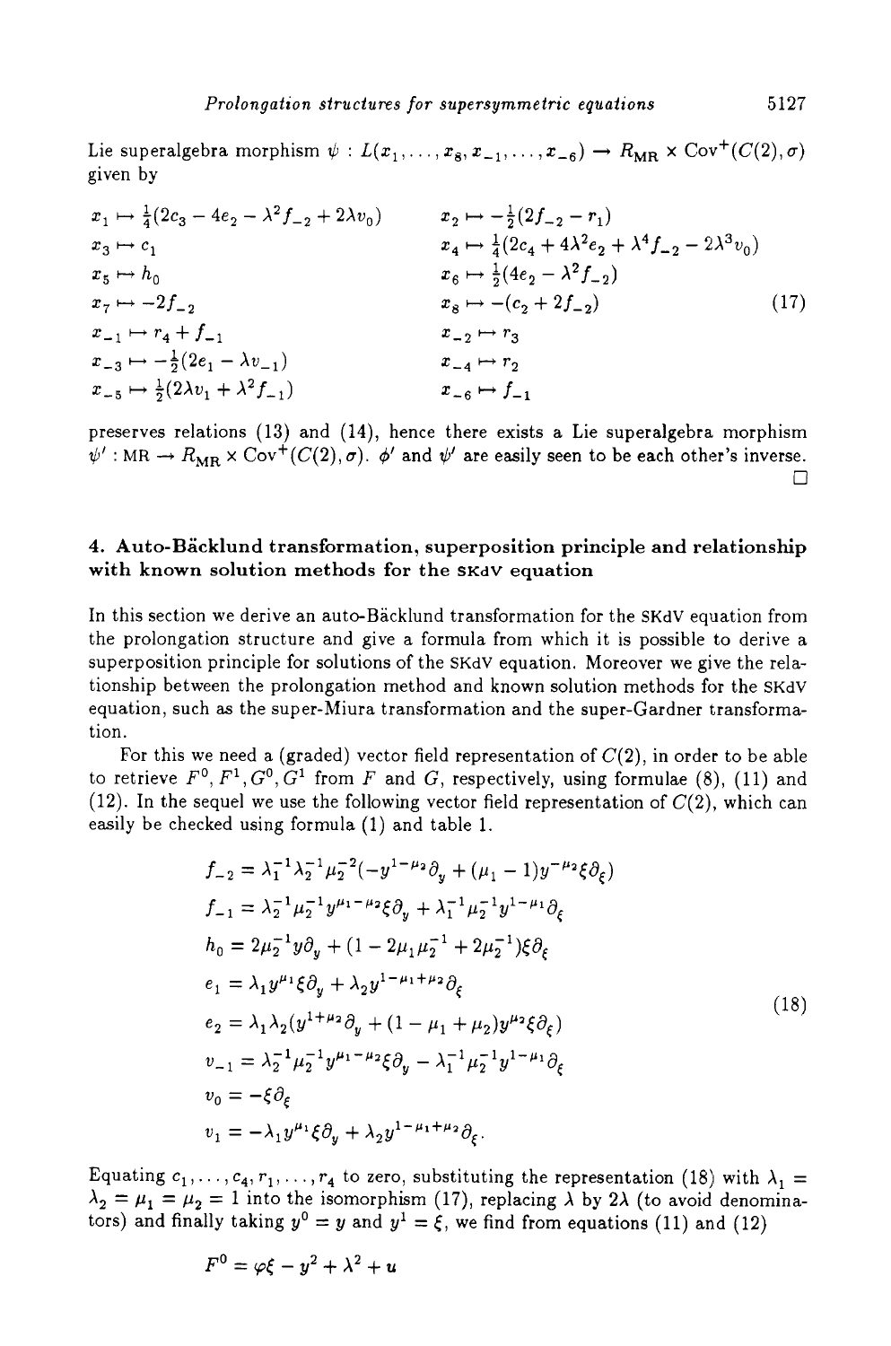Lie superalgebra morphism $\psi : L(x_1, \ldots, x_8, x_{-1}, \ldots, x_{-6}) \to R_{\mathrm{MR}} \times \mathrm{Cov}^+(C(2), \sigma)$ given by

$$
\begin{array}{ll}
x_1 \mapsto \frac{1}{4}(2c_3 - 4e_2 - \lambda^2 f_{-2} + 2\lambda v_0) & x_2 \mapsto -\frac{1}{2}(2f_{-2} - r_1) \\
x_3 \mapsto c_1 & x_4 \mapsto \frac{1}{4}(2c_4 + 4\lambda^2 e_2 + \lambda^4 f_{-2} - 2\lambda^3 v_0) \\
x_5 \mapsto h_0 & x_6 \mapsto \frac{1}{2}(4e_2 - \lambda^2 f_{-2}) \\
x_7 \mapsto -2f_{-2} & x_8 \mapsto -(c_2 + 2f_{-2}) \\
x_{-1} \mapsto r_4 + f_{-1} & x_{-2} \mapsto r_3 \\
x_{-3} \mapsto -\frac{1}{2}(2e_1 - \lambda v_{-1}) & x_{-4} \mapsto r_2 \\
x_{-5} \mapsto \frac{1}{2}(2\lambda v_1 + \lambda^2 f_{-1}) & x_{-6} \mapsto f_{-1}
\end{array}
\tag{17}
$$

preserves relations (13) and (14), hence there exists a Lie superalgebra morphism $\psi' : \mathrm{MR} \to R_{\mathrm{MR}} \times \mathrm{Cov}^+(C(2), \sigma)$. $\phi'$ and $\psi'$ are easily seen to be each other's inverse. □

## 4. Auto-Bäcklund transformation, superposition principle and relationship with known solution methods for the SKdV equation

In this section we derive an auto-Bäcklund transformation for the SKdV equation from the prolongation structure and give a formula from which it is possible to derive a superposition principle for solutions of the SKdV equation. Moreover we give the relationship between the prolongation method and known solution methods for the SKdV equation, such as the super-Miura transformation and the super-Gardner transformation.

For this we need a (graded) vector field representation of $C(2)$, in order to be able to retrieve $F^0, F^1, G^0, G^1$ from $F$ and $G$, respectively, using formulae (8), (11) and (12). In the sequel we use the following vector field representation of $C(2)$, which can easily be checked using formula (1) and table 1.

$$
\begin{aligned}
f_{-2} &= \lambda_1^{-1}\lambda_2^{-1}\mu_2^{-2}(-y^{1-\mu_2}\partial_y + (\mu_1 - 1)y^{-\mu_2}\xi\partial_\xi) \\
f_{-1} &= \lambda_2^{-1}\mu_2^{-1}y^{\mu_1-\mu_2}\xi\partial_y + \lambda_1^{-1}\mu_2^{-1}y^{1-\mu_1}\partial_\xi \\
h_0 &= 2\mu_2^{-1}y\partial_y + (1 - 2\mu_1\mu_2^{-1} + 2\mu_2^{-1})\xi\partial_\xi \\
e_1 &= \lambda_1 y^{\mu_1}\xi\partial_y + \lambda_2 y^{1-\mu_1+\mu_2}\partial_\xi \\
e_2 &= \lambda_1\lambda_2(y^{1+\mu_2}\partial_y + (1 - \mu_1 + \mu_2)y^{\mu_2}\xi\partial_\xi) \\
v_{-1} &= \lambda_2^{-1}\mu_2^{-1}y^{\mu_1-\mu_2}\xi\partial_y - \lambda_1^{-1}\mu_2^{-1}y^{1-\mu_1}\partial_\xi \\
v_0 &= -\xi\partial_\xi \\
v_1 &= -\lambda_1 y^{\mu_1}\xi\partial_y + \lambda_2 y^{1-\mu_1+\mu_2}\partial_\xi .
\end{aligned}
\tag{18}
$$

Equating $c_1, \ldots, c_4, r_1, \ldots, r_4$ to zero, substituting the representation (18) with $\lambda_1 = \lambda_2 = \mu_1 = \mu_2 = 1$ into the isomorphism (17), replacing $\lambda$ by $2\lambda$ (to avoid denominators) and finally taking $y^0 = y$ and $y^1 = \xi$, we find from equations (11) and (12)

$$
F^0 = \varphi\xi - y^2 + \lambda^2 + u
$$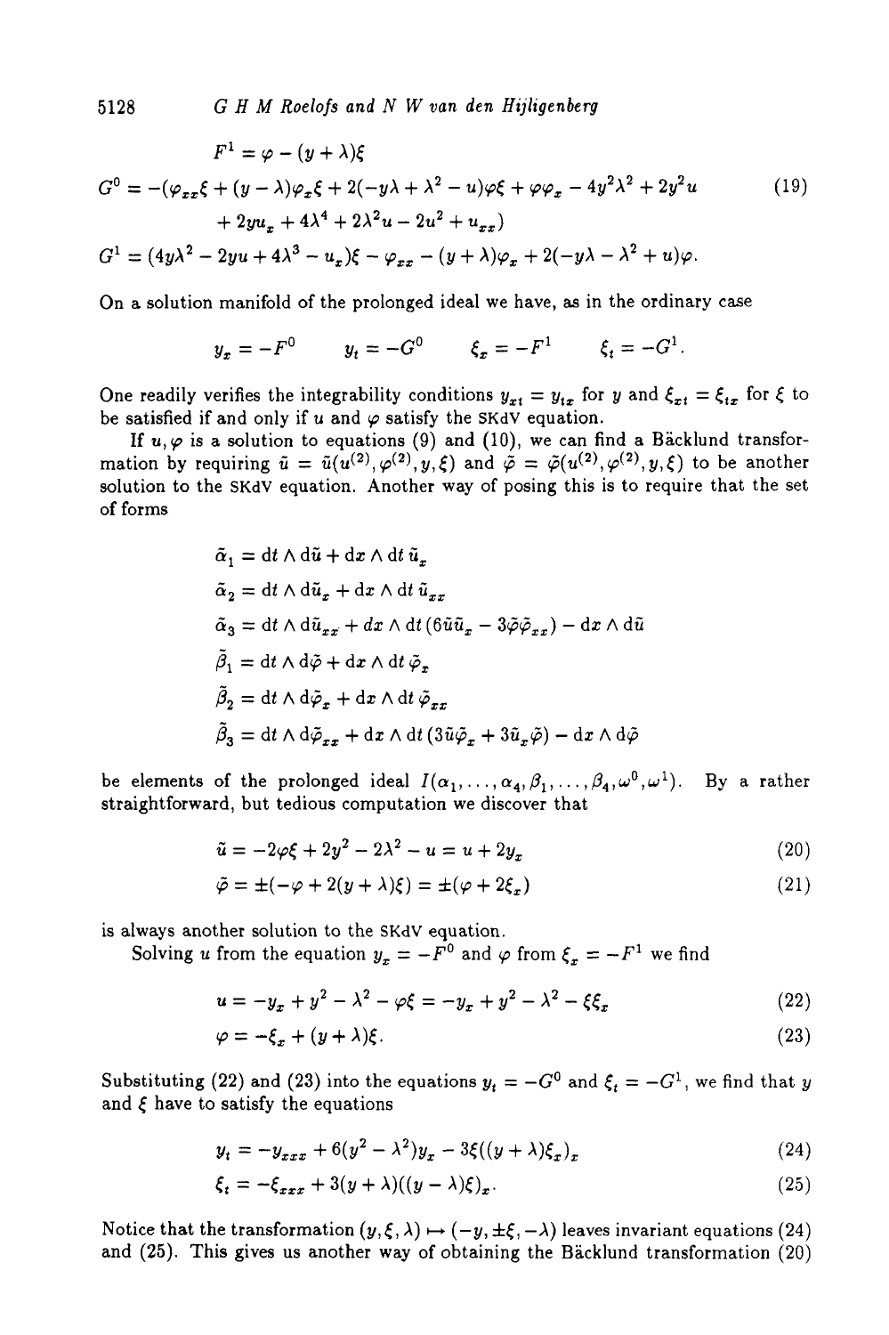$$
\begin{aligned}
F^1 &= \varphi - (y+\lambda)\xi \\
G^0 &= -(\varphi_{xx}\xi + (y-\lambda)\varphi_x\xi + 2(-y\lambda + \lambda^2 - u)\varphi\xi + \varphi\varphi_x - 4y^2\lambda^2 + 2y^2 u \\
&\quad + 2yu_x + 4\lambda^4 + 2\lambda^2 u - 2u^2 + u_{xx}) \\
G^1 &= (4y\lambda^2 - 2yu + 4\lambda^3 - u_x)\xi - \varphi_{xx} - (y+\lambda)\varphi_x + 2(-y\lambda - \lambda^2 + u)\varphi.
\end{aligned}
\tag{19}
$$

On a solution manifold of the prolonged ideal we have, as in the ordinary case

$$
y_x = -F^0 \qquad y_t = -G^0 \qquad \xi_x = -F^1 \qquad \xi_t = -G^1.
$$

One readily verifies the integrability conditions $y_{xt} = y_{tx}$ for $y$ and $\xi_{xt} = \xi_{tx}$ for $\xi$ to be satisfied if and only if $u$ and $\varphi$ satisfy the SKdV equation.

If $u, \varphi$ is a solution to equations (9) and (10), we can find a Bäcklund transformation by requiring $\tilde{u} = \tilde{u}(u^{(2)}, \varphi^{(2)}, y, \xi)$ and $\tilde{\varphi} = \tilde{\varphi}(u^{(2)}, \varphi^{(2)}, y, \xi)$ to be another solution to the SKdV equation. Another way of posing this is to require that the set of forms

$$
\begin{aligned}
\tilde{\alpha}_1 &= \mathrm{d}t \wedge \mathrm{d}\tilde{u} + \mathrm{d}x \wedge \mathrm{d}t\, \tilde{u}_x \\
\tilde{\alpha}_2 &= \mathrm{d}t \wedge \mathrm{d}\tilde{u}_x + \mathrm{d}x \wedge \mathrm{d}t\, \tilde{u}_{xx} \\
\tilde{\alpha}_3 &= \mathrm{d}t \wedge \mathrm{d}\tilde{u}_{xx} + \mathrm{d}x \wedge \mathrm{d}t\, (6\tilde{u}\tilde{u}_x - 3\tilde{\varphi}\tilde{\varphi}_{xx}) - \mathrm{d}x \wedge \mathrm{d}\tilde{u} \\
\tilde{\beta}_1 &= \mathrm{d}t \wedge \mathrm{d}\tilde{\varphi} + \mathrm{d}x \wedge \mathrm{d}t\, \tilde{\varphi}_x \\
\tilde{\beta}_2 &= \mathrm{d}t \wedge \mathrm{d}\tilde{\varphi}_x + \mathrm{d}x \wedge \mathrm{d}t\, \tilde{\varphi}_{xx} \\
\tilde{\beta}_3 &= \mathrm{d}t \wedge \mathrm{d}\tilde{\varphi}_{xx} + \mathrm{d}x \wedge \mathrm{d}t\, (3\tilde{u}\tilde{\varphi}_x + 3\tilde{u}_x\tilde{\varphi}) - \mathrm{d}x \wedge \mathrm{d}\tilde{\varphi}
\end{aligned}
$$

be elements of the prolonged ideal $I(\alpha_1, \ldots, \alpha_4, \beta_1, \ldots, \beta_4, \omega^0, \omega^1)$. By a rather straightforward, but tedious computation we discover that

$$
\tilde{u} = -2\varphi\xi + 2y^2 - 2\lambda^2 - u = u + 2y_x \tag{20}
$$

$$
\tilde{\varphi} = \pm(-\varphi + 2(y+\lambda)\xi) = \pm(\varphi + 2\xi_x) \tag{21}
$$

is always another solution to the SKdV equation.

Solving $u$ from the equation $y_x = -F^0$ and $\varphi$ from $\xi_x = -F^1$ we find

$$
u = -y_x + y^2 - \lambda^2 - \varphi\xi = -y_x + y^2 - \lambda^2 - \xi\xi_x \tag{22}
$$

$$
\varphi = -\xi_x + (y+\lambda)\xi. \tag{23}
$$

Substituting (22) and (23) into the equations $y_t = -G^0$ and $\xi_t = -G^1$, we find that $y$ and $\xi$ have to satisfy the equations

$$
y_t = -y_{xxx} + 6(y^2 - \lambda^2)y_x - 3\xi((y+\lambda)\xi_x)_x \tag{24}
$$

$$
\xi_t = -\xi_{xxx} + 3(y+\lambda)((y-\lambda)\xi)_x. \tag{25}
$$

Notice that the transformation $(y, \xi, \lambda) \mapsto (-y, \pm\xi, -\lambda)$ leaves invariant equations (24) and (25). This gives us another way of obtaining the Bäcklund transformation (20)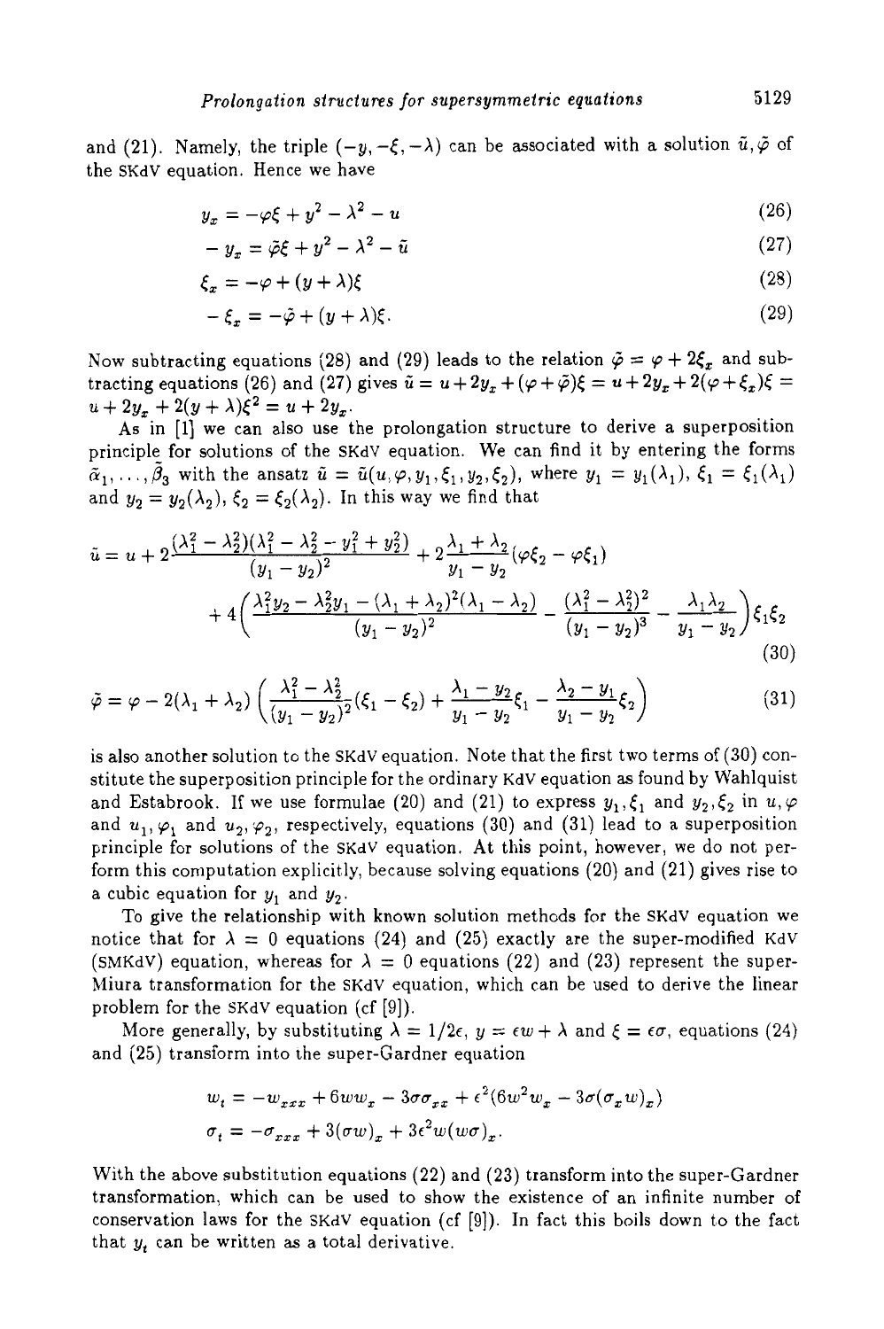and (21). Namely, the triple $(-y, -\xi, -\lambda)$ can be associated with a solution $\tilde{u}, \tilde{\varphi}$ of the SKdV equation. Hence we have

$$y_x = -\varphi\xi + y^2 - \lambda^2 - u \tag{26}$$

$$-y_x = \tilde{\varphi}\xi + y^2 - \lambda^2 - \tilde{u} \tag{27}$$

$$\xi_x = -\varphi + (y + \lambda)\xi \tag{28}$$

$$-\xi_x = -\tilde{\varphi} + (y + \lambda)\xi. \tag{29}$$

Now subtracting equations (28) and (29) leads to the relation $\tilde{\varphi} = \varphi + 2\xi_x$ and subtracting equations (26) and (27) gives $\tilde{u} = u + 2y_x + (\varphi + \tilde{\varphi})\xi = u + 2y_x + 2(\varphi + \xi_x)\xi = u + 2y_x + 2(y + \lambda)\xi^2 = u + 2y_x$.

As in [1] we can also use the prolongation structure to derive a superposition principle for solutions of the SKdV equation. We can find it by entering the forms $\tilde{\alpha}_1, \ldots, \tilde{\beta}_3$ with the ansatz $\tilde{u} = \tilde{u}(u, \varphi, y_1, \xi_1, y_2, \xi_2)$, where $y_1 = y_1(\lambda_1)$, $\xi_1 = \xi_1(\lambda_1)$ and $y_2 = y_2(\lambda_2)$, $\xi_2 = \xi_2(\lambda_2)$. In this way we find that

$$\tilde{u} = u + 2\frac{(\lambda_1^2 - \lambda_2^2)(\lambda_1^2 - \lambda_2^2 - y_1^2 + y_2^2)}{(y_1 - y_2)^2} + 2\frac{\lambda_1 + \lambda_2}{y_1 - y_2}(\varphi\xi_2 - \varphi\xi_1)$$
$$+ 4\left(\frac{\lambda_1^2 y_2 - \lambda_2^2 y_1 - (\lambda_1 + \lambda_2)^2(\lambda_1 - \lambda_2)}{(y_1 - y_2)^2} - \frac{(\lambda_1^2 - \lambda_2^2)^2}{(y_1 - y_2)^3} - \frac{\lambda_1\lambda_2}{y_1 - y_2}\right)\xi_1\xi_2 \tag{30}$$

$$\tilde{\varphi} = \varphi - 2(\lambda_1 + \lambda_2)\left(\frac{\lambda_1^2 - \lambda_2^2}{(y_1 - y_2)^2}(\xi_1 - \xi_2) + \frac{\lambda_1 - y_2}{y_1 - y_2}\xi_1 - \frac{\lambda_2 - y_1}{y_1 - y_2}\xi_2\right) \tag{31}$$

is also another solution to the SKdV equation. Note that the first two terms of (30) constitute the superposition principle for the ordinary KdV equation as found by Wahlquist and Estabrook. If we use formulae (20) and (21) to express $y_1, \xi_1$ and $y_2, \xi_2$ in $u, \varphi$ and $u_1, \varphi_1$ and $u_2, \varphi_2$, respectively, equations (30) and (31) lead to a superposition principle for solutions of the SKdV equation. At this point, however, we do not perform this computation explicitly, because solving equations (20) and (21) gives rise to a cubic equation for $y_1$ and $y_2$.

To give the relationship with known solution methods for the SKdV equation we notice that for $\lambda = 0$ equations (24) and (25) exactly are the super-modified KdV (SMKdV) equation, whereas for $\lambda = 0$ equations (22) and (23) represent the super-Miura transformation for the SKdV equation, which can be used to derive the linear problem for the SKdV equation (cf [9]).

More generally, by substituting $\lambda = 1/2\epsilon$, $y = \epsilon w + \lambda$ and $\xi = \epsilon\sigma$, equations (24) and (25) transform into the super-Gardner equation

$$w_t = -w_{xxx} + 6ww_x - 3\sigma\sigma_{xx} + \epsilon^2(6w^2 w_x - 3\sigma(\sigma_x w)_x)$$
$$\sigma_t = -\sigma_{xxx} + 3(\sigma w)_x + 3\epsilon^2 w(w\sigma)_x.$$

With the above substitution equations (22) and (23) transform into the super-Gardner transformation, which can be used to show the existence of an infinite number of conservation laws for the SKdV equation (cf [9]). In fact this boils down to the fact that $y_t$ can be written as a total derivative.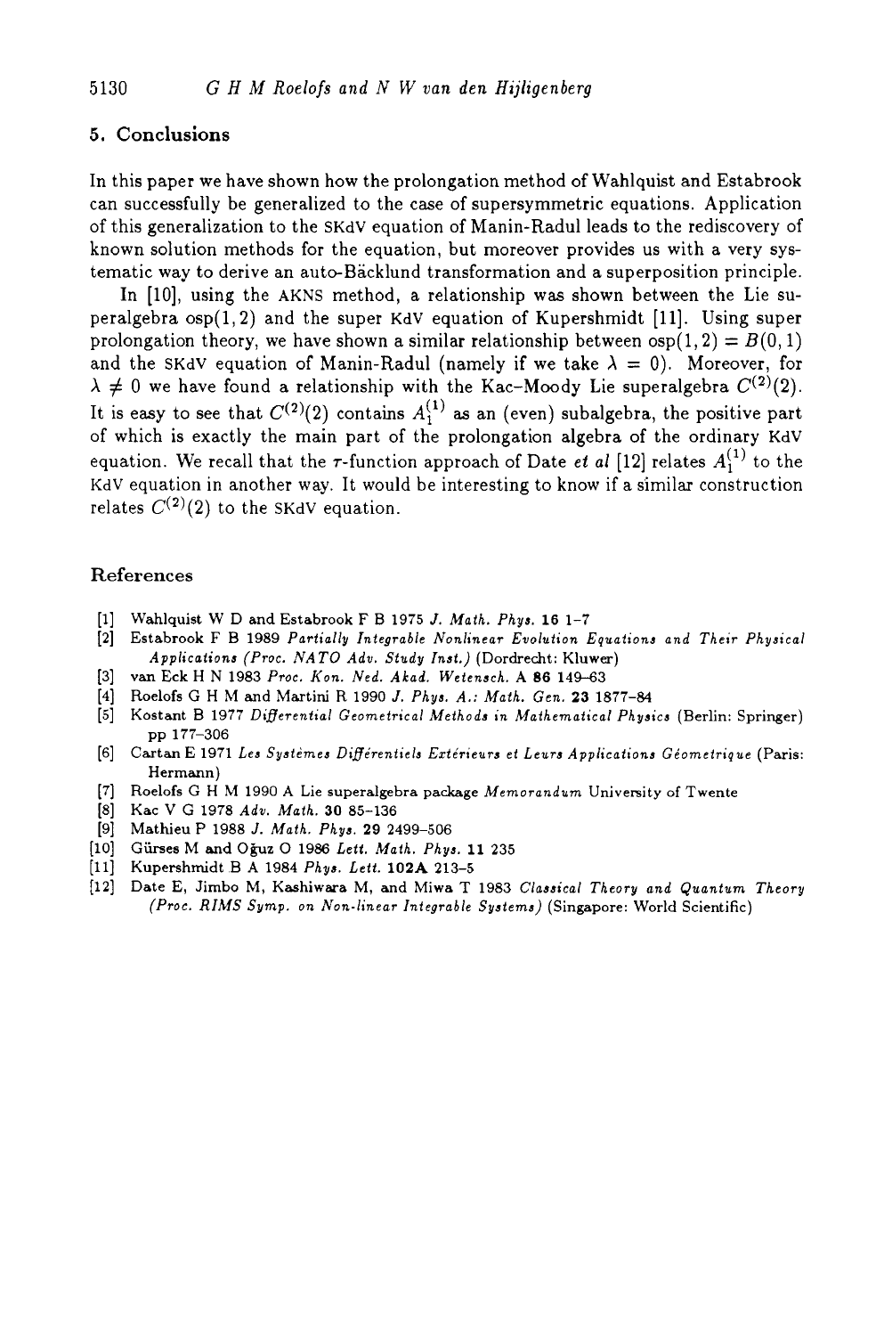## 5. Conclusions

In this paper we have shown how the prolongation method of Wahlquist and Estabrook can successfully be generalized to the case of supersymmetric equations. Application of this generalization to the SKdV equation of Manin-Radul leads to the rediscovery of known solution methods for the equation, but moreover provides us with a very systematic way to derive an auto-Bäcklund transformation and a superposition principle.

In [10], using the AKNS method, a relationship was shown between the Lie superalgebra $\mathrm{osp}(1,2)$ and the super KdV equation of Kupershmidt [11]. Using super prolongation theory, we have shown a similar relationship between $\mathrm{osp}(1,2) = B(0,1)$ and the SKdV equation of Manin-Radul (namely if we take $\lambda = 0$). Moreover, for $\lambda \neq 0$ we have found a relationship with the Kac–Moody Lie superalgebra $C^{(2)}(2)$. It is easy to see that $C^{(2)}(2)$ contains $A_1^{(1)}$ as an (even) subalgebra, the positive part of which is exactly the main part of the prolongation algebra of the ordinary KdV equation. We recall that the $\tau$-function approach of Date *et al* [12] relates $A_1^{(1)}$ to the KdV equation in another way. It would be interesting to know if a similar construction relates $C^{(2)}(2)$ to the SKdV equation.

## References

[1] Wahlquist W D and Estabrook F B 1975 *J. Math. Phys.* **16** 1–7

[2] Estabrook F B 1989 *Partially Integrable Nonlinear Evolution Equations and Their Physical Applications (Proc. NATO Adv. Study Inst.)* (Dordrecht: Kluwer)

[3] van Eck H N 1983 *Proc. Kon. Ned. Akad. Wetensch.* A **86** 149–63

[4] Roelofs G H M and Martini R 1990 *J. Phys. A.: Math. Gen.* **23** 1877–84

[5] Kostant B 1977 *Differential Geometrical Methods in Mathematical Physics* (Berlin: Springer) pp 177–306

[6] Cartan E 1971 *Les Systèmes Différentiels Extérieurs et Leurs Applications Géometrique* (Paris: Hermann)

[7] Roelofs G H M 1990 A Lie superalgebra package *Memorandum* University of Twente

[8] Kac V G 1978 *Adv. Math.* **30** 85–136

[9] Mathieu P 1988 *J. Math. Phys.* **29** 2499–506

[10] Gürses M and Oğuz O 1986 *Lett. Math. Phys.* **11** 235

[11] Kupershmidt B A 1984 *Phys. Lett.* **102A** 213–5

[12] Date E, Jimbo M, Kashiwara M, and Miwa T 1983 *Classical Theory and Quantum Theory (Proc. RIMS Symp. on Non-linear Integrable Systems)* (Singapore: World Scientific)